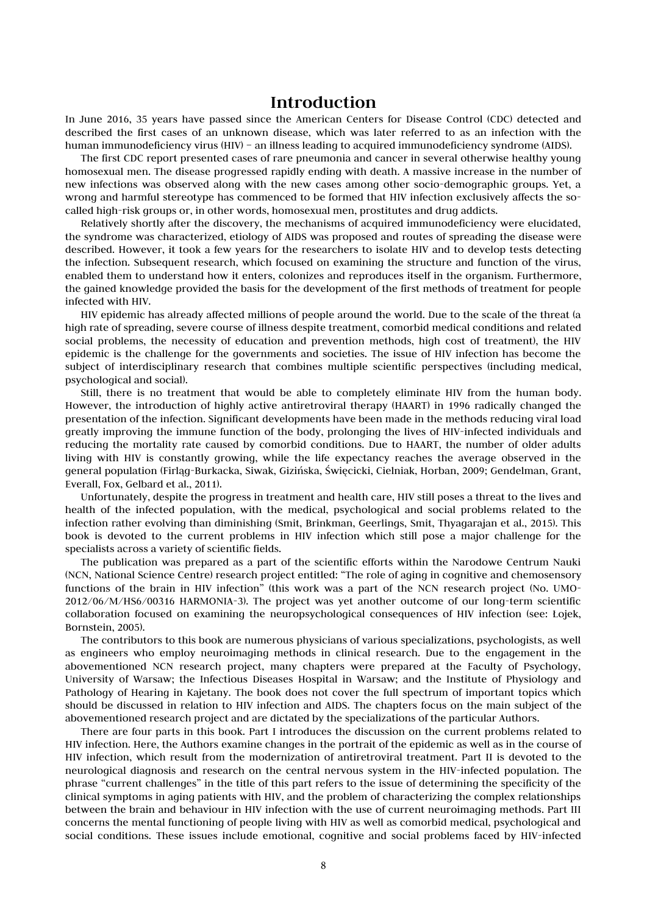# Introduction

In June 2016, 35 years have passed since the American Centers for Disease Control (CDC) detected and described the first cases of an unknown disease, which was later referred to as an infection with the human immunodeficiency virus (HIV) – an illness leading to acquired immunodeficiency syndrome (AIDS).

The first CDC report presented cases of rare pneumonia and cancer in several otherwise healthy young homosexual men. The disease progressed rapidly ending with death. A massive increase in the number of new infections was observed along with the new cases among other socio-demographic groups. Yet, a wrong and harmful stereotype has commenced to be formed that HIV infection exclusively affects the so-called high-risk groups or, in other words, homosexual men, prostitutes and drug addicts.

Relatively shortly after the discovery, the mechanisms of acquired immunodeficiency were elucidated, the syndrome was characterized, etiology of AIDS was proposed and routes of spreading the disease were described. However, it took a few years for the researchers to isolate HIV and to develop tests detecting the infection. Subsequent research, which focused on examining the structure and function of the virus, enabled them to understand how it enters, colonizes and reproduces itself in the organism. Furthermore, the gained knowledge provided the basis for the development of the first methods of treatment for people infected with HIV.

HIV epidemic has already affected millions of people around the world. Due to the scale of the threat (a high rate of spreading, severe course of illness despite treatment, comorbid medical conditions and related social problems, the necessity of education and prevention methods, high cost of treatment), the HIV epidemic is the challenge for the governments and societies. The issue of HIV infection has become the subject of interdisciplinary research that combines multiple scientific perspectives (including medical, psychological and social).

Still, there is no treatment that would be able to completely eliminate HIV from the human body. However, the introduction of highly active antiretroviral therapy (HAART) in 1996 radically changed the presentation of the infection. Significant developments have been made in the methods reducing viral load greatly improving the immune function of the body, prolonging the lives of HIV-infected individuals and reducing the mortality rate caused by comorbid conditions. Due to HAART, the number of older adults living with HIV is constantly growing, while the life expectancy reaches the average observed in the general population (Firląg-Burkacka, Siwak, Gizińska, Święcicki, Cielniak, Horban, 2009; Gendelman, Grant, Everall, Fox, Gelbard et al., 2011).

Unfortunately, despite the progress in treatment and health care, HIV still poses a threat to the lives and health of the infected population, with the medical, psychological and social problems related to the infection rather evolving than diminishing (Smit, Brinkman, Geerlings, Smit, Thyagarajan et al., 2015). This book is devoted to the current problems in HIV infection which still pose a major challenge for the specialists across a variety of scientific fields.

The publication was prepared as a part of the scientific efforts within the Narodowe Centrum Nauki (NCN, National Science Centre) research project entitled: "The role of aging in cognitive and chemosensory functions of the brain in HIV infection" (this work was a part of the NCN research project (No. UMO-2012/06/M/HS6/00316 HARMONIA-3). The project was yet another outcome of our long-term scientific collaboration focused on examining the neuropsychological consequences of HIV infection (see: Łojek, Bornstein, 2005).

The contributors to this book are numerous physicians of various specializations, psychologists, as well as engineers who employ neuroimaging methods in clinical research. Due to the engagement in the abovementioned NCN research project, many chapters were prepared at the Faculty of Psychology, University of Warsaw; the Infectious Diseases Hospital in Warsaw; and the Institute of Physiology and Pathology of Hearing in Kajetany. The book does not cover the full spectrum of important topics which should be discussed in relation to HIV infection and AIDS. The chapters focus on the main subject of the abovementioned research project and are dictated by the specializations of the particular Authors.

There are four parts in this book. Part I introduces the discussion on the current problems related to HIV infection. Here, the Authors examine changes in the portrait of the epidemic as well as in the course of HIV infection, which result from the modernization of antiretroviral treatment. Part II is devoted to the neurological diagnosis and research on the central nervous system in the HIV-infected population. The phrase "current challenges" in the title of this part refers to the issue of determining the specificity of the clinical symptoms in aging patients with HIV, and the problem of characterizing the complex relationships between the brain and behaviour in HIV infection with the use of current neuroimaging methods. Part III concerns the mental functioning of people living with HIV as well as comorbid medical, psychological and social conditions. These issues include emotional, cognitive and social problems faced by HIV-infected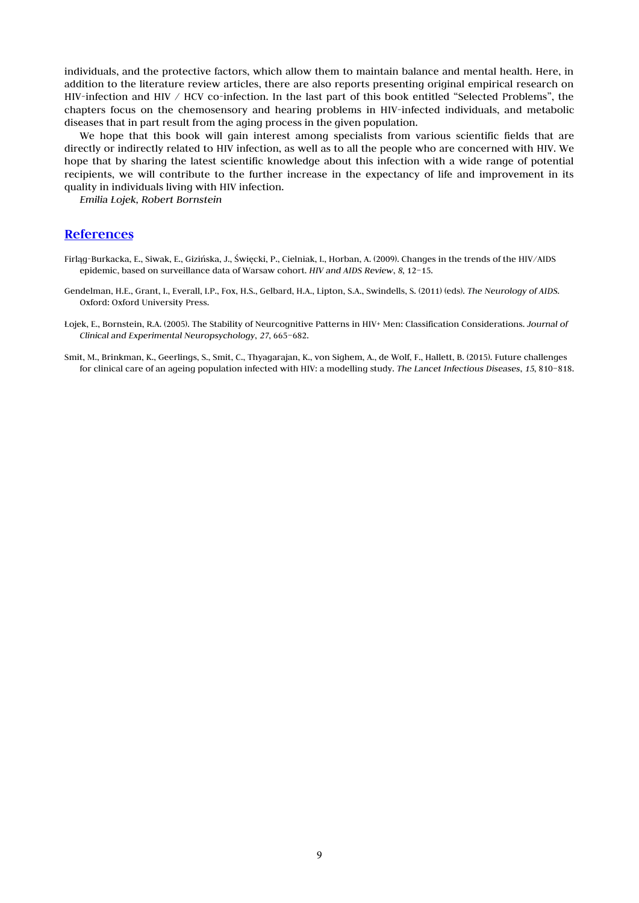individuals, and the protective factors, which allow them to maintain balance and mental health. Here, in addition to the literature review articles, there are also reports presenting original empirical research on HIV-infection and HIV / HCV co-infection. In the last part of this book entitled "Selected Problems", the chapters focus on the chemosensory and hearing problems in HIV-infected individuals, and metabolic diseases that in part result from the aging process in the given population.

We hope that this book will gain interest among specialists from various scientific fields that are directly or indirectly related to HIV infection, as well as to all the people who are concerned with HIV. We hope that by sharing the latest scientific knowledge about this infection with a wide range of potential recipients, we will contribute to the further increase in the expectancy of life and improvement in its quality in individuals living with HIV infection.

*Emilia Łojek, Robert Bornstein*

## References

Firląg-Burkacka, E., Siwak, E., Gizińska, J., Święcki, P., Cielniak, I., Horban, A. (2009). Changes in the trends of the HIV/AIDS epidemic, based on surveillance data of Warsaw cohort. *HIV and AIDS Review*, *8*, 12–15.

Gendelman, H.E., Grant, I., Everall, I.P., Fox, H.S., Gelbard, H.A., Lipton, S.A., Swindells, S. (2011) (eds). *The Neurology of AIDS.* Oxford: Oxford University Press.

Łojek, E., Bornstein, R.A. (2005). The Stability of Neurcognitive Patterns in HIV+ Men: Classification Considerations. *Journal of Clinical and Experimental Neuropsychology*, *27*, 665–682.

Smit, M., Brinkman, K., Geerlings, S., Smit, C., Thyagarajan, K., von Sighem, A., de Wolf, F., Hallett, B. (2015). Future challenges for clinical care of an ageing population infected with HIV: a modelling study. *The Lancet Infectious Diseases*, *15*, 810–818.